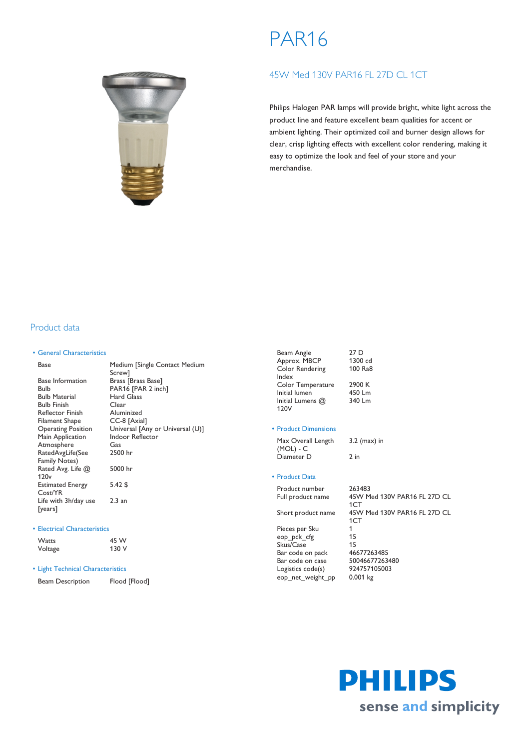# PAR16

## 45W Med 130V PAR16 FL 27D CL 1CT

Philips Halogen PAR lamps will provide bright, white light across the product line and feature excellent beam qualities for accent or ambient lighting. Their optimized coil and burner design allows for clear, crisp lighting effects with excellent color rendering, making it easy to optimize the look and feel of your store and your merchandise.

## Product data

### • General Characteristics

| | |
|---|---|
| Base | Medium [Single Contact Medium Screw] |
| Base Information | Brass [Brass Base] |
| Bulb | PAR16 [PAR 2 inch] |
| Bulb Material | Hard Glass |
| Bulb Finish | Clear |
| Reflector Finish | Aluminized |
| Filament Shape | CC-8 [Axial] |
| Operating Position | Universal [Any or Universal (U)] |
| Main Application | Indoor Reflector |
| Atmosphere | Gas |
| RatedAvgLife(See Family Notes) | 2500 hr |
| Rated Avg. Life @ 120v | 5000 hr |
| Estimated Energy Cost/YR | 5.42 $ |
| Life with 3h/day use [years] | 2.3 an |

### • Electrical Characteristics

| | |
|---|---|
| Watts | 45 W |
| Voltage | 130 V |

### • Light Technical Characteristics

| | |
|---|---|
| Beam Description | Flood [Flood] |
| Beam Angle | 27 D |
| Approx. MBCP | 1300 cd |
| Color Rendering Index | 100 Ra8 |
| Color Temperature | 2900 K |
| Initial lumen | 450 Lm |
| Initial Lumens @ 120V | 340 Lm |

### • Product Dimensions

| | |
|---|---|
| Max Overall Length (MOL) - C | 3.2 (max) in |
| Diameter D | 2 in |

### • Product Data

| | |
|---|---|
| Product number | 263483 |
| Full product name | 45W Med 130V PAR16 FL 27D CL 1CT |
| Short product name | 45W Med 130V PAR16 FL 27D CL 1CT |
| Pieces per Sku | 1 |
| eop_pck_cfg | 15 |
| Skus/Case | 15 |
| Bar code on pack | 46677263485 |
| Bar code on case | 50046677263480 |
| Logistics code(s) | 924757105003 |
| eop_net_weight_pp | 0.001 kg |

PHILIPS
sense and simplicity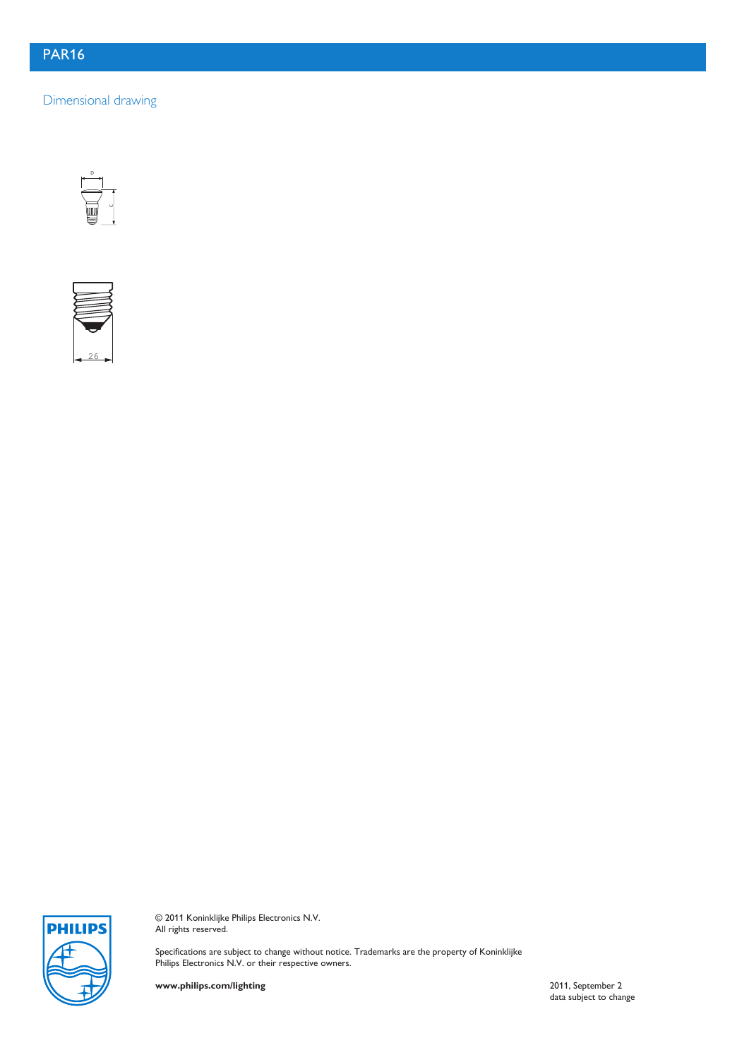# PAR16

## Dimensional drawing

D

C

26

© 2011 Koninklijke Philips Electronics N.V.
All rights reserved.

Specifications are subject to change without notice. Trademarks are the property of Koninklijke Philips Electronics N.V. or their respective owners.

**www.philips.com/lighting**

2011, September 2
data subject to change